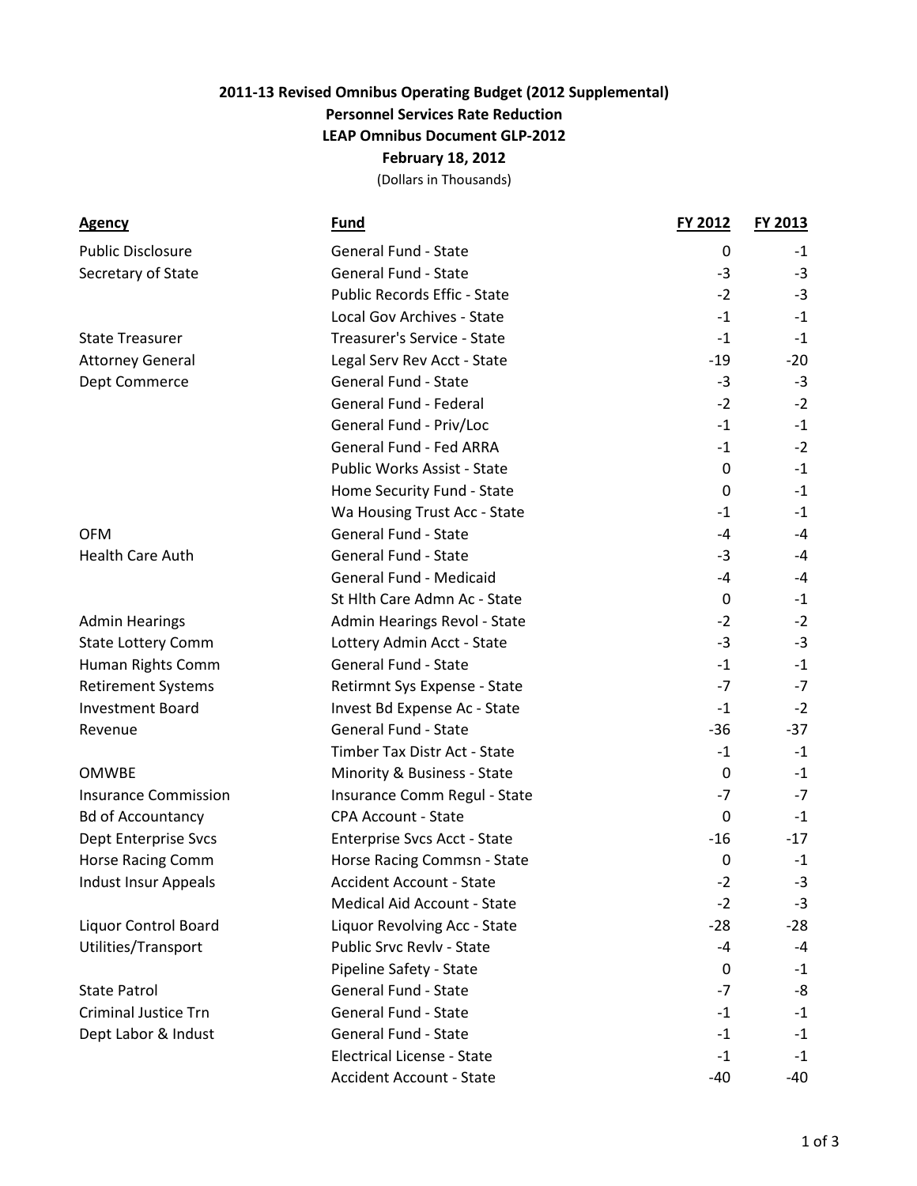**2011-13 Revised Omnibus Operating Budget (2012 Supplemental)**

**Personnel Services Rate Reduction**

**LEAP Omnibus Document GLP-2012**

**February 18, 2012**

(Dollars in Thousands)

| Agency | Fund | FY 2012 | FY 2013 |
|---|---|---|---|
| Public Disclosure | General Fund - State | 0 | -1 |
| Secretary of State | General Fund - State | -3 | -3 |
| | Public Records Effic - State | -2 | -3 |
| | Local Gov Archives - State | -1 | -1 |
| State Treasurer | Treasurer's Service - State | -1 | -1 |
| Attorney General | Legal Serv Rev Acct - State | -19 | -20 |
| Dept Commerce | General Fund - State | -3 | -3 |
| | General Fund - Federal | -2 | -2 |
| | General Fund - Priv/Loc | -1 | -1 |
| | General Fund - Fed ARRA | -1 | -2 |
| | Public Works Assist - State | 0 | -1 |
| | Home Security Fund - State | 0 | -1 |
| | Wa Housing Trust Acc - State | -1 | -1 |
| OFM | General Fund - State | -4 | -4 |
| Health Care Auth | General Fund - State | -3 | -4 |
| | General Fund - Medicaid | -4 | -4 |
| | St Hlth Care Admn Ac - State | 0 | -1 |
| Admin Hearings | Admin Hearings Revol - State | -2 | -2 |
| State Lottery Comm | Lottery Admin Acct - State | -3 | -3 |
| Human Rights Comm | General Fund - State | -1 | -1 |
| Retirement Systems | Retirmnt Sys Expense - State | -7 | -7 |
| Investment Board | Invest Bd Expense Ac - State | -1 | -2 |
| Revenue | General Fund - State | -36 | -37 |
| | Timber Tax Distr Act - State | -1 | -1 |
| OMWBE | Minority & Business - State | 0 | -1 |
| Insurance Commission | Insurance Comm Regul - State | -7 | -7 |
| Bd of Accountancy | CPA Account - State | 0 | -1 |
| Dept Enterprise Svcs | Enterprise Svcs Acct - State | -16 | -17 |
| Horse Racing Comm | Horse Racing Commsn - State | 0 | -1 |
| Indust Insur Appeals | Accident Account - State | -2 | -3 |
| | Medical Aid Account - State | -2 | -3 |
| Liquor Control Board | Liquor Revolving Acc - State | -28 | -28 |
| Utilities/Transport | Public Srvc Revlv - State | -4 | -4 |
| | Pipeline Safety - State | 0 | -1 |
| State Patrol | General Fund - State | -7 | -8 |
| Criminal Justice Trn | General Fund - State | -1 | -1 |
| Dept Labor & Indust | General Fund - State | -1 | -1 |
| | Electrical License - State | -1 | -1 |
| | Accident Account - State | -40 | -40 |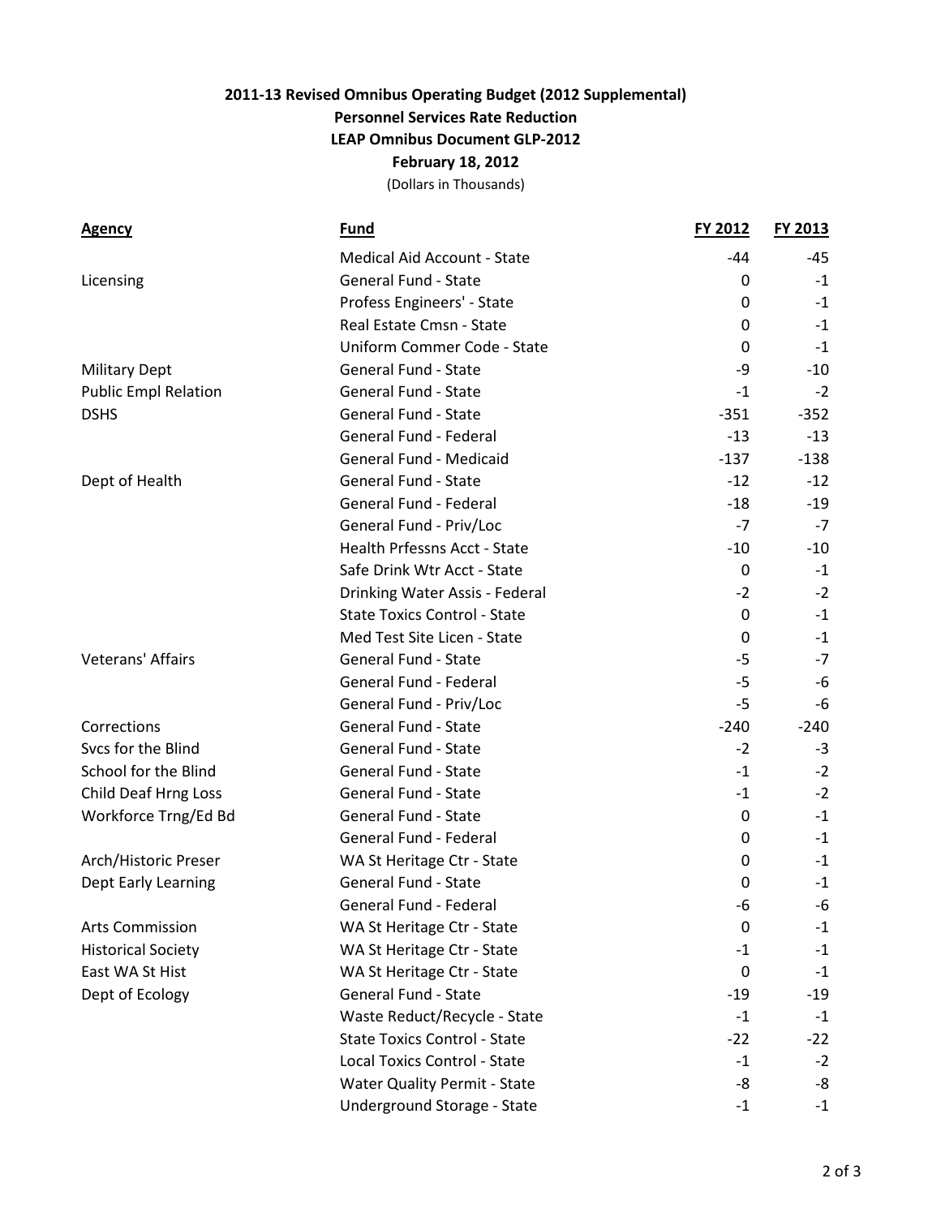**2011-13 Revised Omnibus Operating Budget (2012 Supplemental)**

**Personnel Services Rate Reduction**

**LEAP Omnibus Document GLP-2012**

**February 18, 2012**

(Dollars in Thousands)

| Agency | Fund | FY 2012 | FY 2013 |
|---|---|---|---|
| | Medical Aid Account - State | -44 | -45 |
| Licensing | General Fund - State | 0 | -1 |
| | Profess Engineers' - State | 0 | -1 |
| | Real Estate Cmsn - State | 0 | -1 |
| | Uniform Commer Code - State | 0 | -1 |
| Military Dept | General Fund - State | -9 | -10 |
| Public Empl Relation | General Fund - State | -1 | -2 |
| DSHS | General Fund - State | -351 | -352 |
| | General Fund - Federal | -13 | -13 |
| | General Fund - Medicaid | -137 | -138 |
| Dept of Health | General Fund - State | -12 | -12 |
| | General Fund - Federal | -18 | -19 |
| | General Fund - Priv/Loc | -7 | -7 |
| | Health Prfessns Acct - State | -10 | -10 |
| | Safe Drink Wtr Acct - State | 0 | -1 |
| | Drinking Water Assis - Federal | -2 | -2 |
| | State Toxics Control - State | 0 | -1 |
| | Med Test Site Licen - State | 0 | -1 |
| Veterans' Affairs | General Fund - State | -5 | -7 |
| | General Fund - Federal | -5 | -6 |
| | General Fund - Priv/Loc | -5 | -6 |
| Corrections | General Fund - State | -240 | -240 |
| Svcs for the Blind | General Fund - State | -2 | -3 |
| School for the Blind | General Fund - State | -1 | -2 |
| Child Deaf Hrng Loss | General Fund - State | -1 | -2 |
| Workforce Trng/Ed Bd | General Fund - State | 0 | -1 |
| | General Fund - Federal | 0 | -1 |
| Arch/Historic Preser | WA St Heritage Ctr - State | 0 | -1 |
| Dept Early Learning | General Fund - State | 0 | -1 |
| | General Fund - Federal | -6 | -6 |
| Arts Commission | WA St Heritage Ctr - State | 0 | -1 |
| Historical Society | WA St Heritage Ctr - State | -1 | -1 |
| East WA St Hist | WA St Heritage Ctr - State | 0 | -1 |
| Dept of Ecology | General Fund - State | -19 | -19 |
| | Waste Reduct/Recycle - State | -1 | -1 |
| | State Toxics Control - State | -22 | -22 |
| | Local Toxics Control - State | -1 | -2 |
| | Water Quality Permit - State | -8 | -8 |
| | Underground Storage - State | -1 | -1 |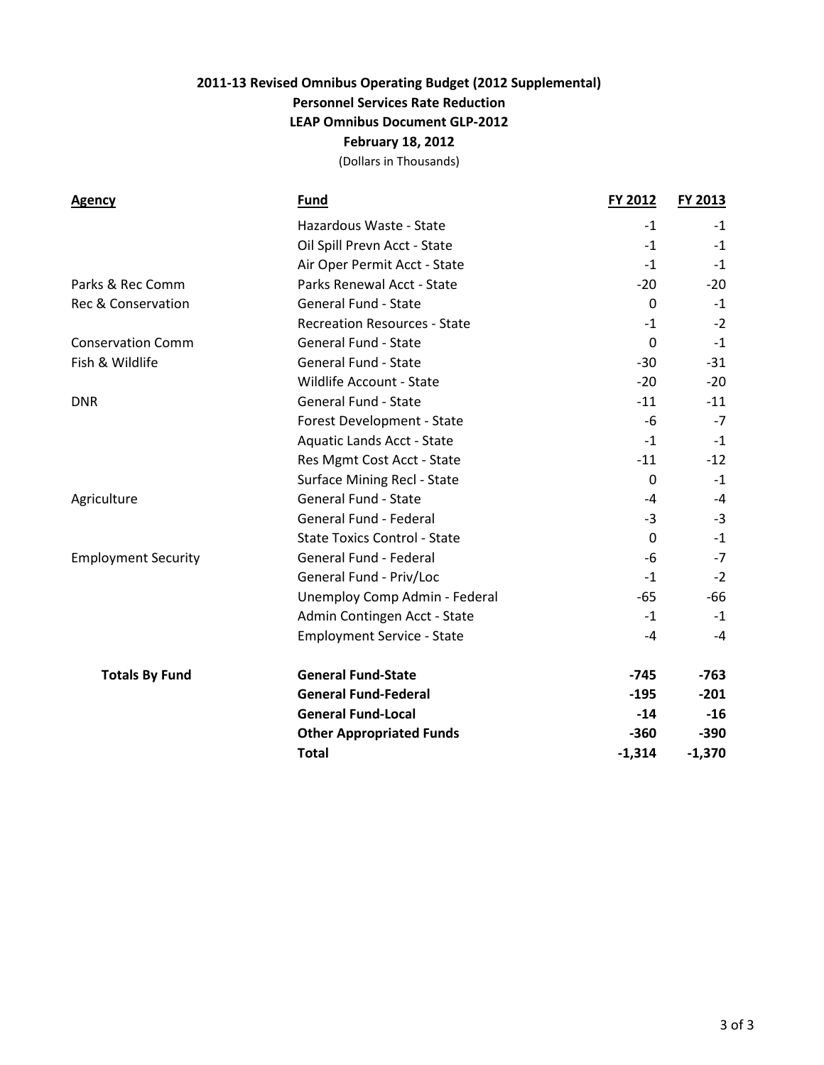**2011-13 Revised Omnibus Operating Budget (2012 Supplemental)**

**Personnel Services Rate Reduction**

**LEAP Omnibus Document GLP-2012**

**February 18, 2012**

(Dollars in Thousands)

| Agency | Fund | FY 2012 | FY 2013 |
|---|---|---|---|
| | Hazardous Waste - State | -1 | -1 |
| | Oil Spill Prevn Acct - State | -1 | -1 |
| | Air Oper Permit Acct - State | -1 | -1 |
| Parks & Rec Comm | Parks Renewal Acct - State | -20 | -20 |
| Rec & Conservation | General Fund - State | 0 | -1 |
| | Recreation Resources - State | -1 | -2 |
| Conservation Comm | General Fund - State | 0 | -1 |
| Fish & Wildlife | General Fund - State | -30 | -31 |
| | Wildlife Account - State | -20 | -20 |
| DNR | General Fund - State | -11 | -11 |
| | Forest Development - State | -6 | -7 |
| | Aquatic Lands Acct - State | -1 | -1 |
| | Res Mgmt Cost Acct - State | -11 | -12 |
| | Surface Mining Recl - State | 0 | -1 |
| Agriculture | General Fund - State | -4 | -4 |
| | General Fund - Federal | -3 | -3 |
| | State Toxics Control - State | 0 | -1 |
| Employment Security | General Fund - Federal | -6 | -7 |
| | General Fund - Priv/Loc | -1 | -2 |
| | Unemploy Comp Admin - Federal | -65 | -66 |
| | Admin Contingen Acct - State | -1 | -1 |
| | Employment Service - State | -4 | -4 |
| **Totals By Fund** | **General Fund-State** | **-745** | **-763** |
| | **General Fund-Federal** | **-195** | **-201** |
| | **General Fund-Local** | **-14** | **-16** |
| | **Other Appropriated Funds** | **-360** | **-390** |
| | **Total** | **-1,314** | **-1,370** |